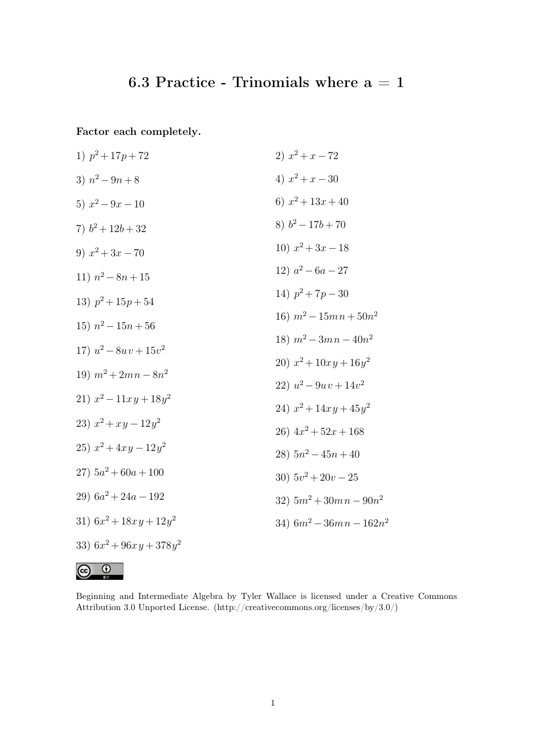# 6.3 Practice - Trinomials where a = 1

**Factor each completely.**

1) $p^2 + 17p + 72$

2) $x^2 + x - 72$

3) $n^2 - 9n + 8$

4) $x^2 + x - 30$

5) $x^2 - 9x - 10$

6) $x^2 + 13x + 40$

7) $b^2 + 12b + 32$

8) $b^2 - 17b + 70$

9) $x^2 + 3x - 70$

10) $x^2 + 3x - 18$

11) $n^2 - 8n + 15$

12) $a^2 - 6a - 27$

13) $p^2 + 15p + 54$

14) $p^2 + 7p - 30$

15) $n^2 - 15n + 56$

16) $m^2 - 15mn + 50n^2$

17) $u^2 - 8uv + 15v^2$

18) $m^2 - 3mn - 40n^2$

19) $m^2 + 2mn - 8n^2$

20) $x^2 + 10xy + 16y^2$

21) $x^2 - 11xy + 18y^2$

22) $u^2 - 9uv + 14v^2$

23) $x^2 + xy - 12y^2$

24) $x^2 + 14xy + 45y^2$

25) $x^2 + 4xy - 12y^2$

26) $4x^2 + 52x + 168$

27) $5a^2 + 60a + 100$

28) $5n^2 - 45n + 40$

29) $6a^2 + 24a - 192$

30) $5v^2 + 20v - 25$

31) $6x^2 + 18xy + 12y^2$

32) $5m^2 + 30mn - 90n^2$

33) $6x^2 + 96xy + 378y^2$

34) $6m^2 - 36mn - 162n^2$

Beginning and Intermediate Algebra by Tyler Wallace is licensed under a Creative Commons Attribution 3.0 Unported License. (http://creativecommons.org/licenses/by/3.0/)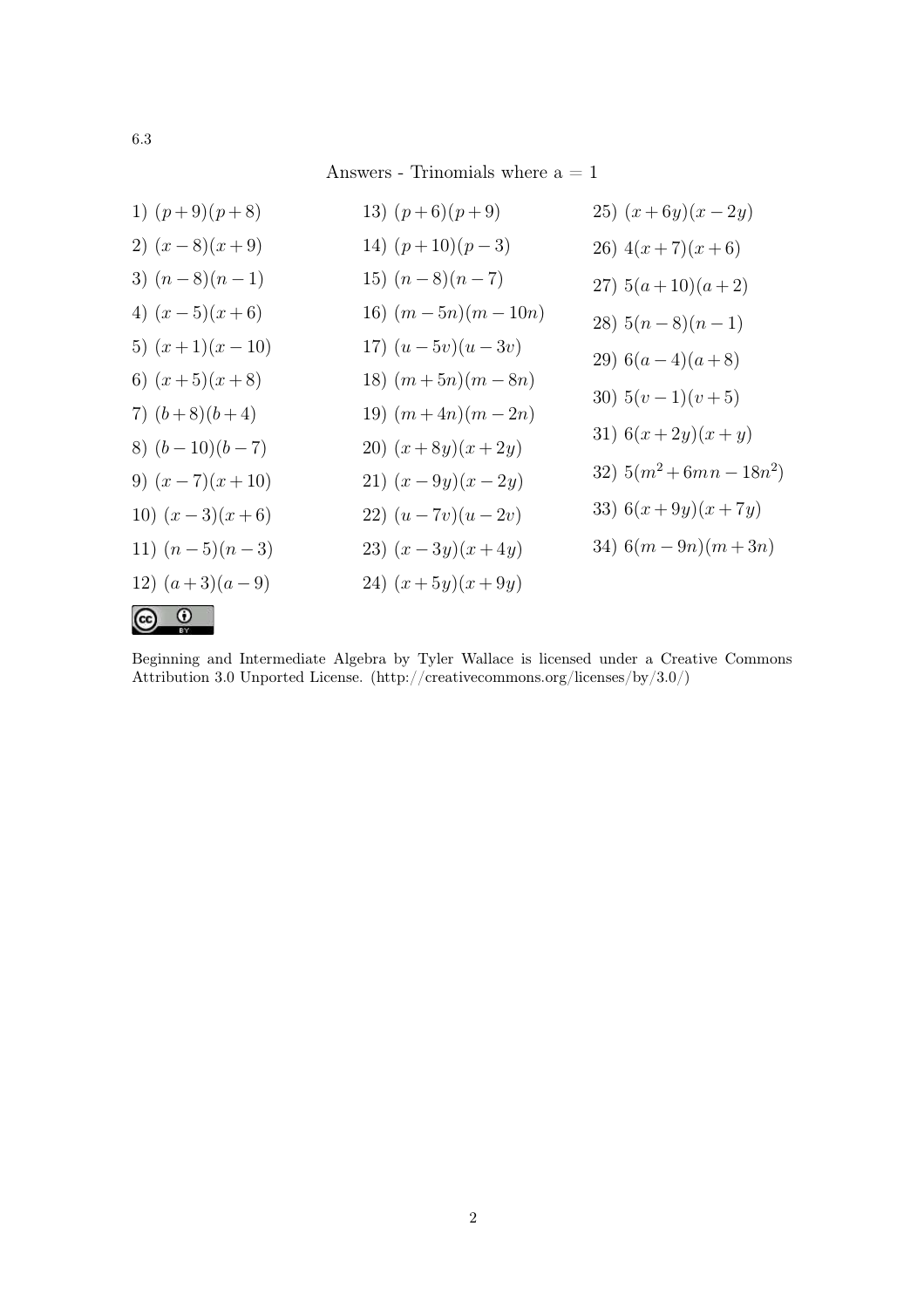6.3

## Answers - Trinomials where a = 1

1) $(p+9)(p+8)$

2) $(x-8)(x+9)$

3) $(n-8)(n-1)$

4) $(x-5)(x+6)$

5) $(x+1)(x-10)$

6) $(x+5)(x+8)$

7) $(b+8)(b+4)$

8) $(b-10)(b-7)$

9) $(x-7)(x+10)$

10) $(x-3)(x+6)$

11) $(n-5)(n-3)$

12) $(a+3)(a-9)$

13) $(p+6)(p+9)$

14) $(p+10)(p-3)$

15) $(n-8)(n-7)$

16) $(m-5n)(m-10n)$

17) $(u-5v)(u-3v)$

18) $(m+5n)(m-8n)$

19) $(m+4n)(m-2n)$

20) $(x+8y)(x+2y)$

21) $(x-9y)(x-2y)$

22) $(u-7v)(u-2v)$

23) $(x-3y)(x+4y)$

24) $(x+5y)(x+9y)$

25) $(x+6y)(x-2y)$

26) $4(x+7)(x+6)$

27) $5(a+10)(a+2)$

28) $5(n-8)(n-1)$

29) $6(a-4)(a+8)$

30) $5(v-1)(v+5)$

31) $6(x+2y)(x+y)$

32) $5(m^2+6mn-18n^2)$

33) $6(x+9y)(x+7y)$

34) $6(m-9n)(m+3n)$

Beginning and Intermediate Algebra by Tyler Wallace is licensed under a Creative Commons Attribution 3.0 Unported License. (http://creativecommons.org/licenses/by/3.0/)